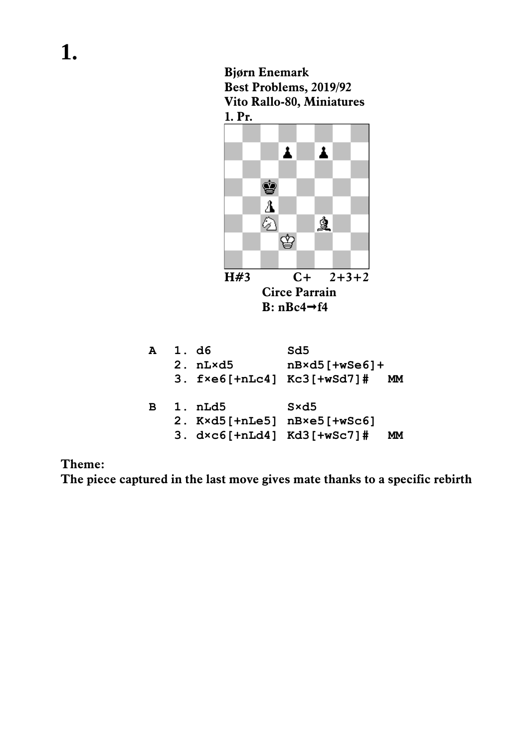# 1.

**Bjørn Enemark**
**Best Problems, 2019/92**
**Vito Rallo-80, Miniatures**
**1. Pr.**

**H#3 C+ 2+3+2**
**Circe Parrain**
**B: nBc4→f4**

```
A   1. d6            Sd5
    2. nL×d5         nB×d5[+wSe6]+
    3. f×e6[+nLc4]   Kc3[+wSd7]#   MM

B   1. nLd5          S×d5
    2. K×d5[+nLe5]   nB×e5[+wSc6]
    3. d×c6[+nLd4]   Kd3[+wSc7]#   MM
```

**Theme:**
**The piece captured in the last move gives mate thanks to a specific rebirth**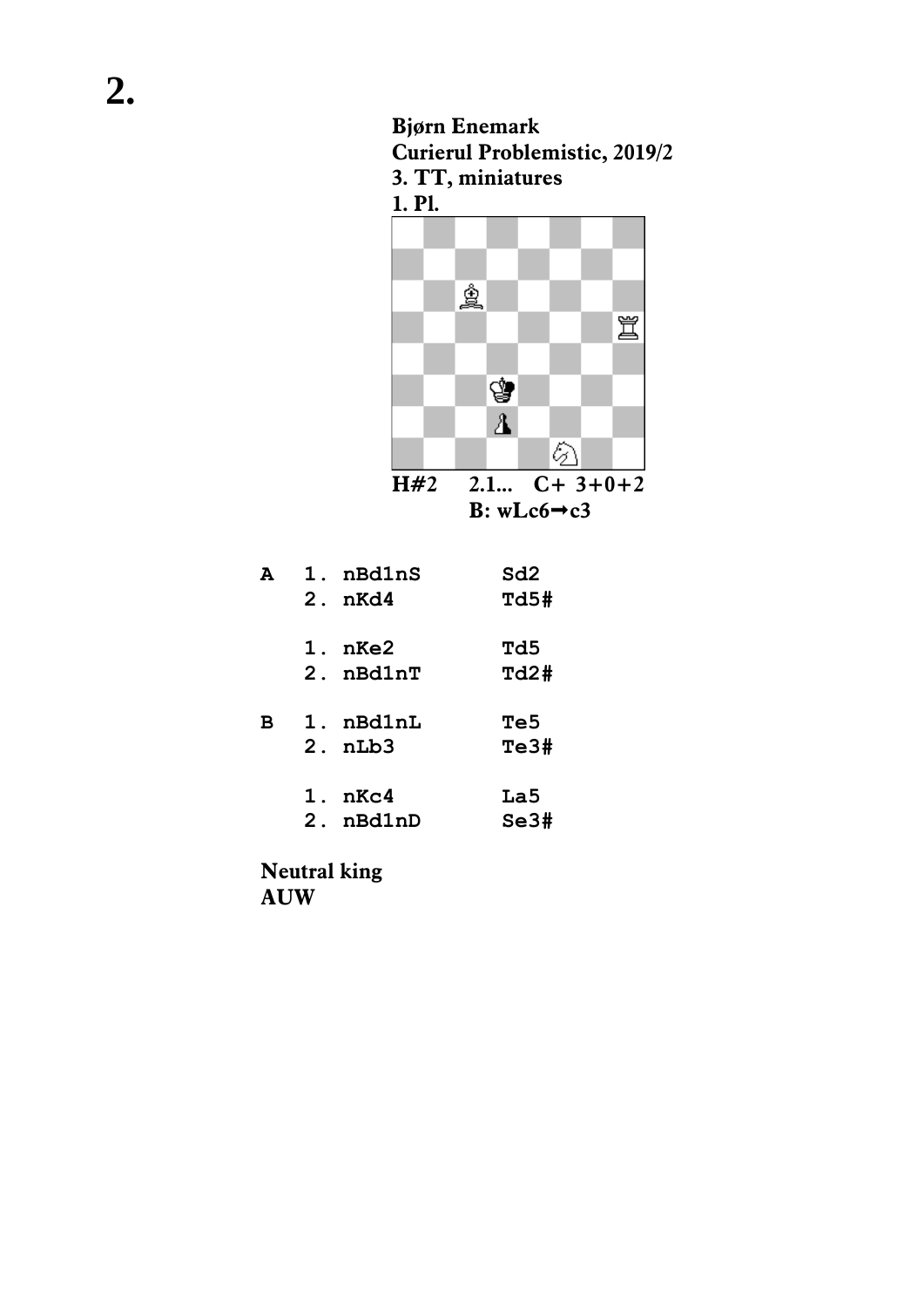# 2.

**Bjørn Enemark**
**Curierul Problemistic, 2019/2**
**3. TT, miniatures**
**1. Pl.**

**H#2 2.1... C+ 3+0+2**
**B: wLc6➞c3**

```
A   1. nBd1nS      Sd2
    2. nKd4        Td5#

    1. nKe2        Td5
    2. nBd1nT      Td2#

B   1. nBd1nL      Te5
    2. nLb3        Te3#

    1. nKc4        La5
    2. nBd1nD      Se3#
```

**Neutral king**
**AUW**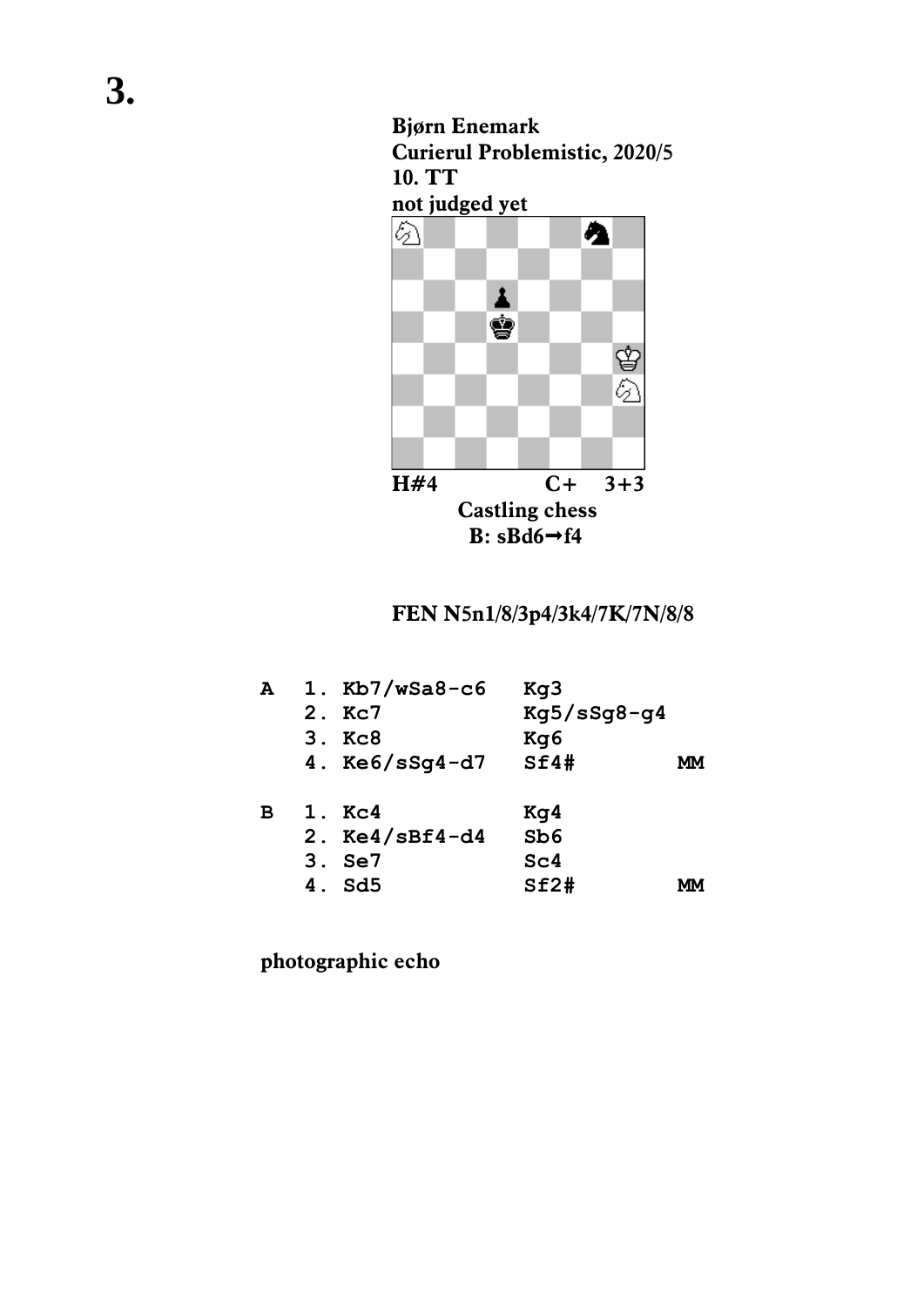# 3.

**Bjørn Enemark**
**Curierul Problemistic, 2020/5**
**10. TT**
**not judged yet**

**H#4** **C+** **3+3**

**Castling chess**

**B: sBd6→f4**

**FEN N5n1/8/3p4/3k4/7K/7N/8/8**

```
A   1. Kb7/wSa8-c6   Kg3
    2. Kc7           Kg5/sSg8-g4
    3. Kc8           Kg6
    4. Ke6/sSg4-d7   Sf4#        MM

B   1. Kc4           Kg4
    2. Ke4/sBf4-d4   Sb6
    3. Se7           Sc4
    4. Sd5           Sf2#        MM
```

**photographic echo**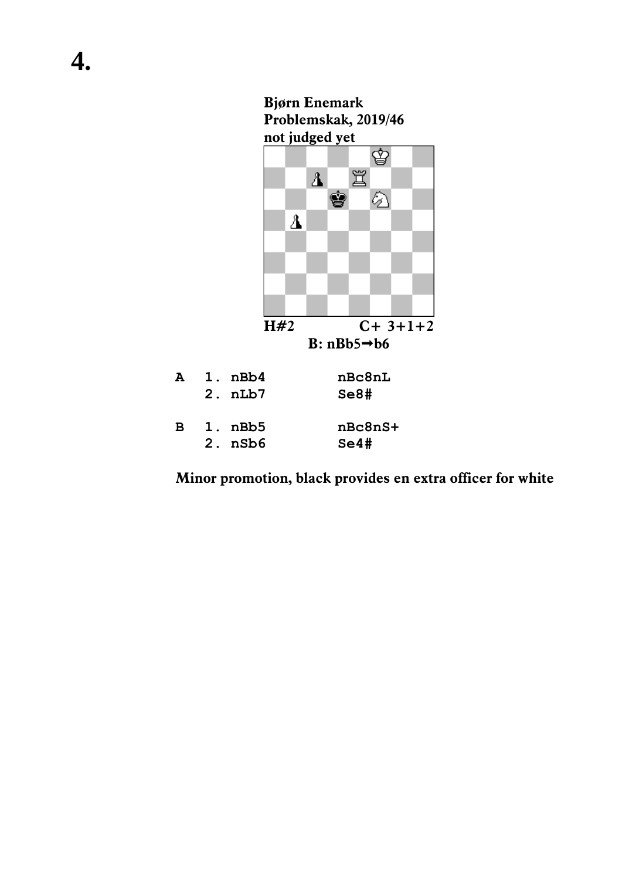# 4.

**Bjørn Enemark**
**Problemskak, 2019/46**
**not judged yet**

**H#2 C+ 3+1+2**

**B: nBb5➞b6**

```
A   1. nBb4         nBc8nL
    2. nLb7         Se8#

B   1. nBb5         nBc8nS+
    2. nSb6         Se4#
```

**Minor promotion, black provides en extra officer for white**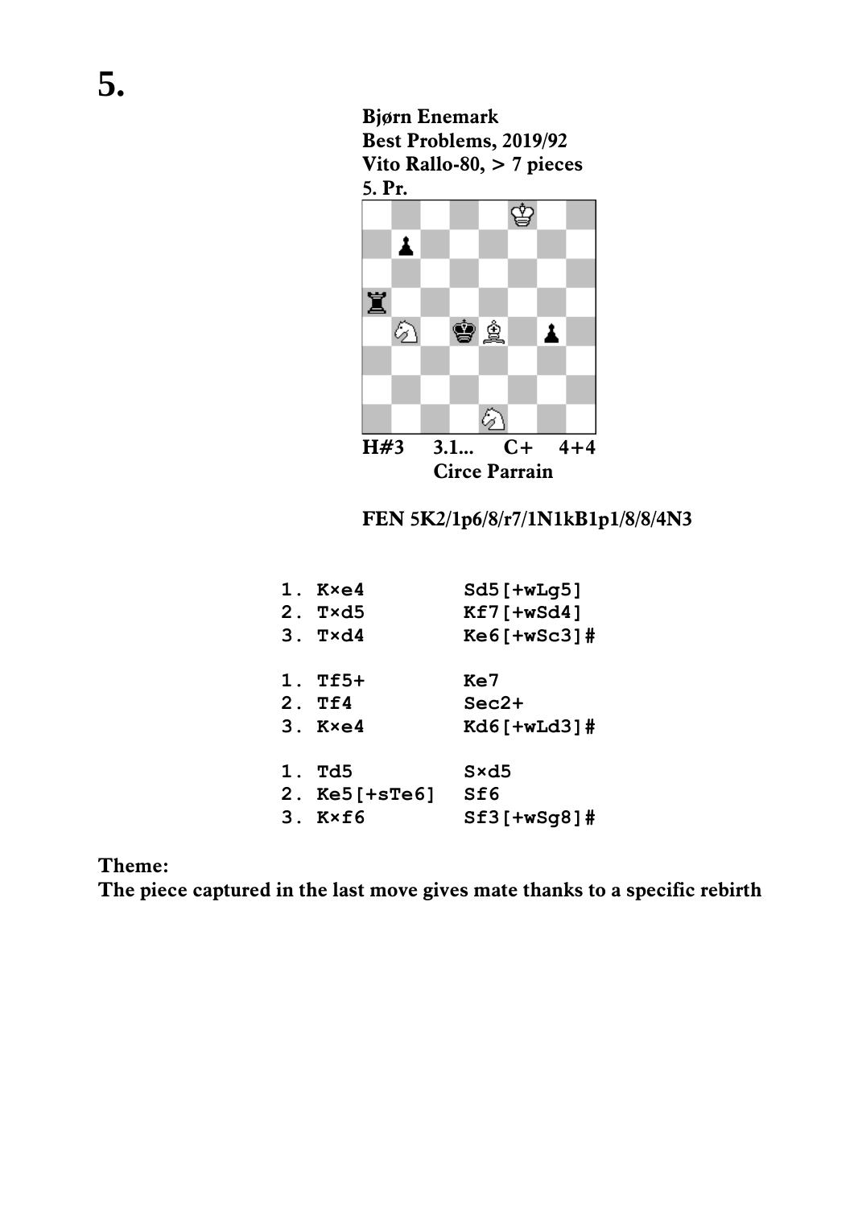# 5.

**Bjørn Enemark**
**Best Problems, 2019/92**
**Vito Rallo-80, > 7 pieces**
**5. Pr.**

**H#3 3.1... C+ 4+4**
**Circe Parrain**

**FEN 5K2/1p6/8/r7/1N1kB1p1/8/8/4N3**

```
1. K×e4          Sd5[+wLg5]
2. T×d5          Kf7[+wSd4]
3. T×d4          Ke6[+wSc3]#

1. Tf5+          Ke7
2. Tf4           Sec2+
3. K×e4          Kd6[+wLd3]#

1. Td5           S×d5
2. Ke5[+sTe6]    Sf6
3. K×f6          Sf3[+wSg8]#
```

**Theme:**
**The piece captured in the last move gives mate thanks to a specific rebirth**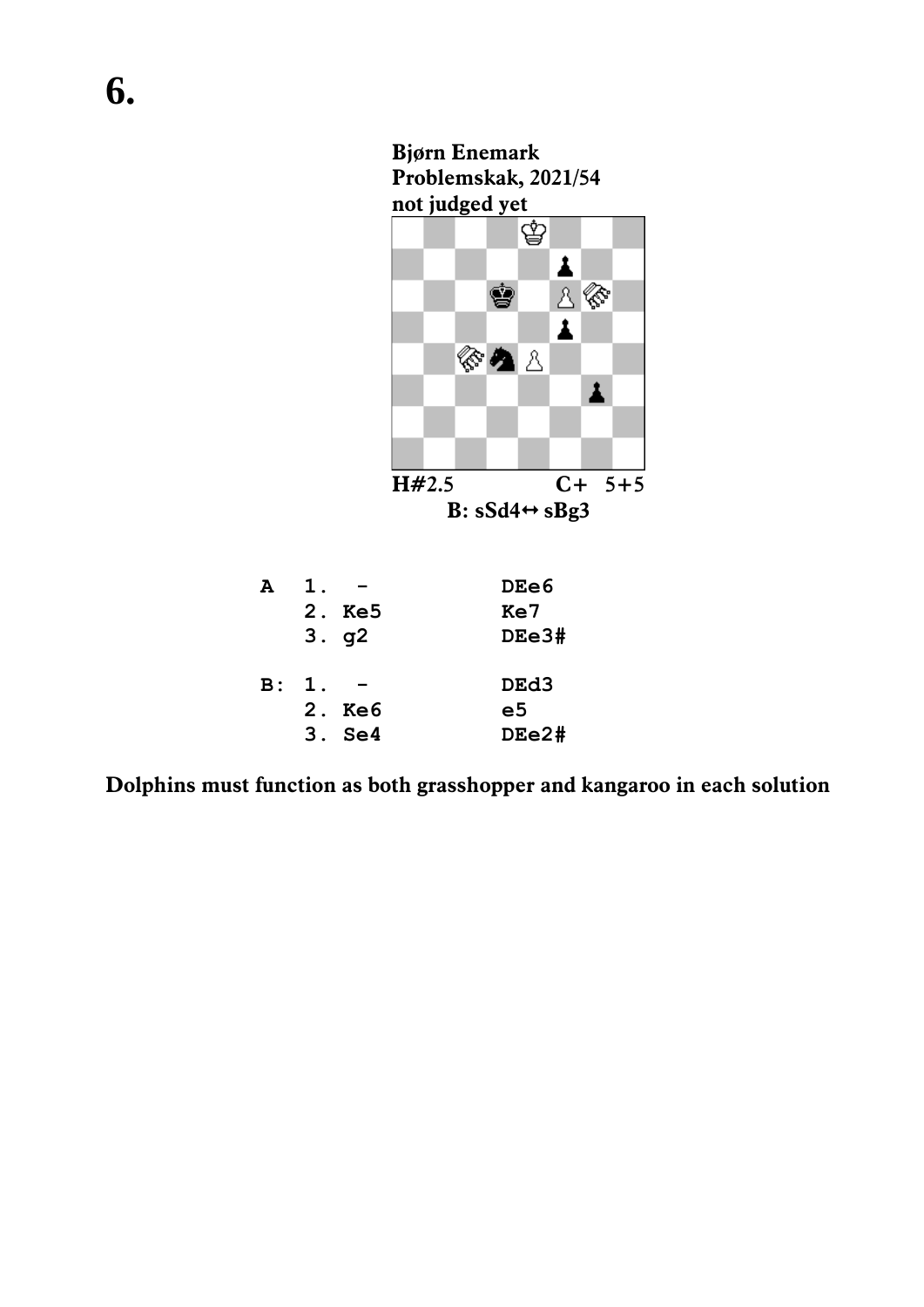# 6.

**Bjørn Enemark**
**Problemskak, 2021/54**
**not judged yet**

**H#2.5** **C+ 5+5**

**B: sSd4↔sBg3**

```
A   1.  -          DEe6
    2. Ke5         Ke7
    3. g2          DEe3#

B:  1.  -          DEd3
    2. Ke6         e5
    3. Se4         DEe2#
```

**Dolphins must function as both grasshopper and kangaroo in each solution**